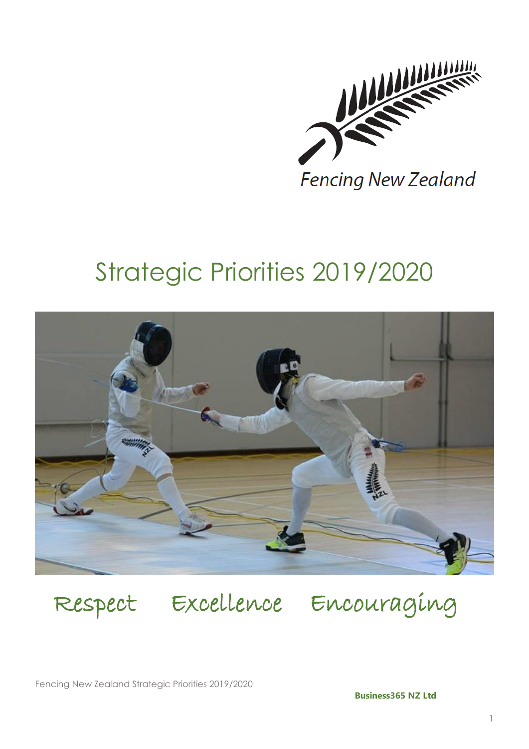Fencing New Zealand

# Strategic Priorities 2019/2020

Respect Excellence Encouraging

**Business365 NZ Ltd**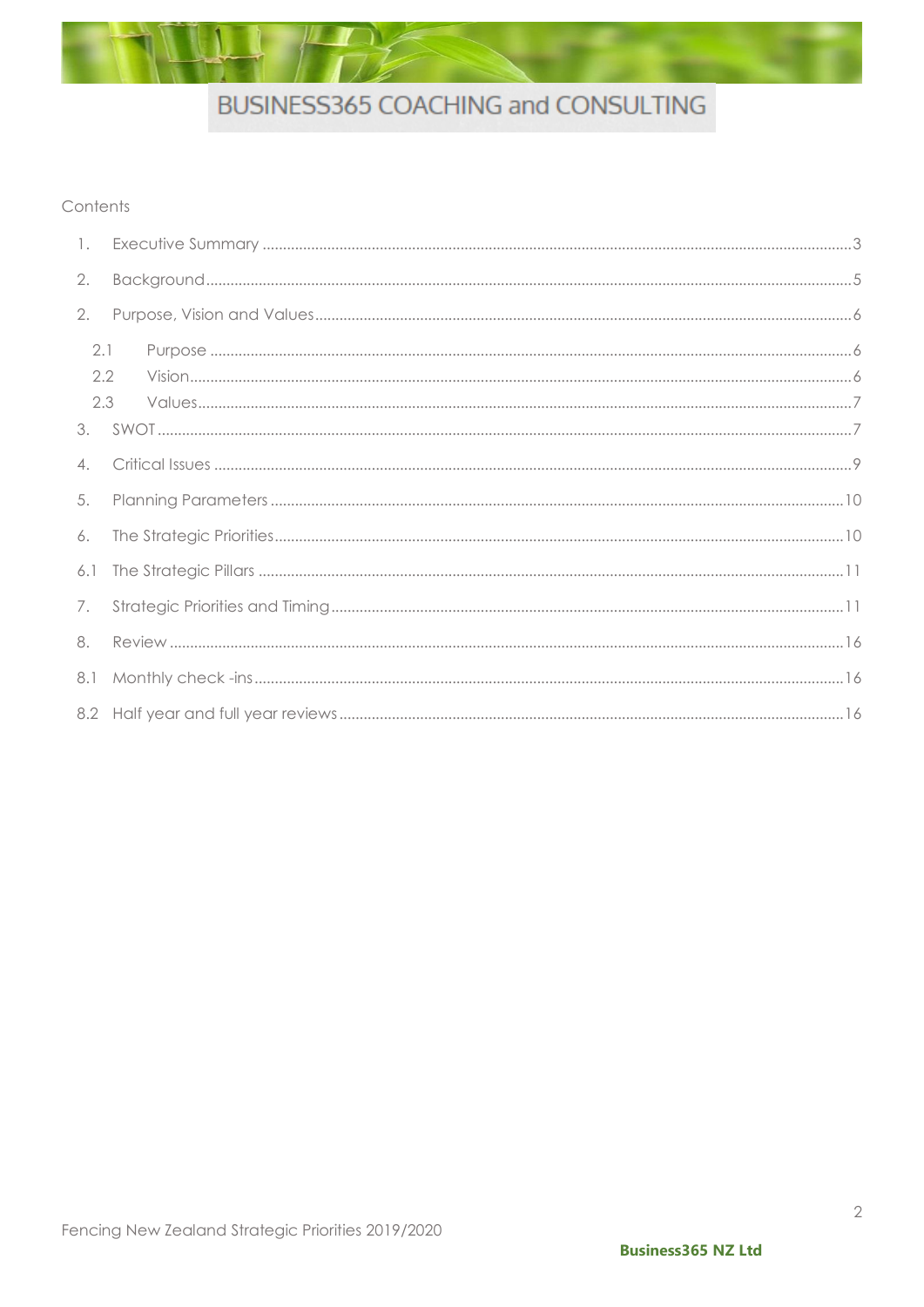Contents

| | | |
|---|---|---|
| 1. | Executive Summary | 3 |
| 2. | Background | 5 |
| 2. | Purpose, Vision and Values | 6 |
| 2.1 | Purpose | 6 |
| 2.2 | Vision | 6 |
| 2.3 | Values | 7 |
| 3. | SWOT | 7 |
| 4. | Critical Issues | 9 |
| 5. | Planning Parameters | 10 |
| 6. | The Strategic Priorities | 10 |
| 6.1 | The Strategic Pillars | 11 |
| 7. | Strategic Priorities and Timing | 11 |
| 8. | Review | 16 |
| 8.1 | Monthly check -ins | 16 |
| 8.2 | Half year and full year reviews | 16 |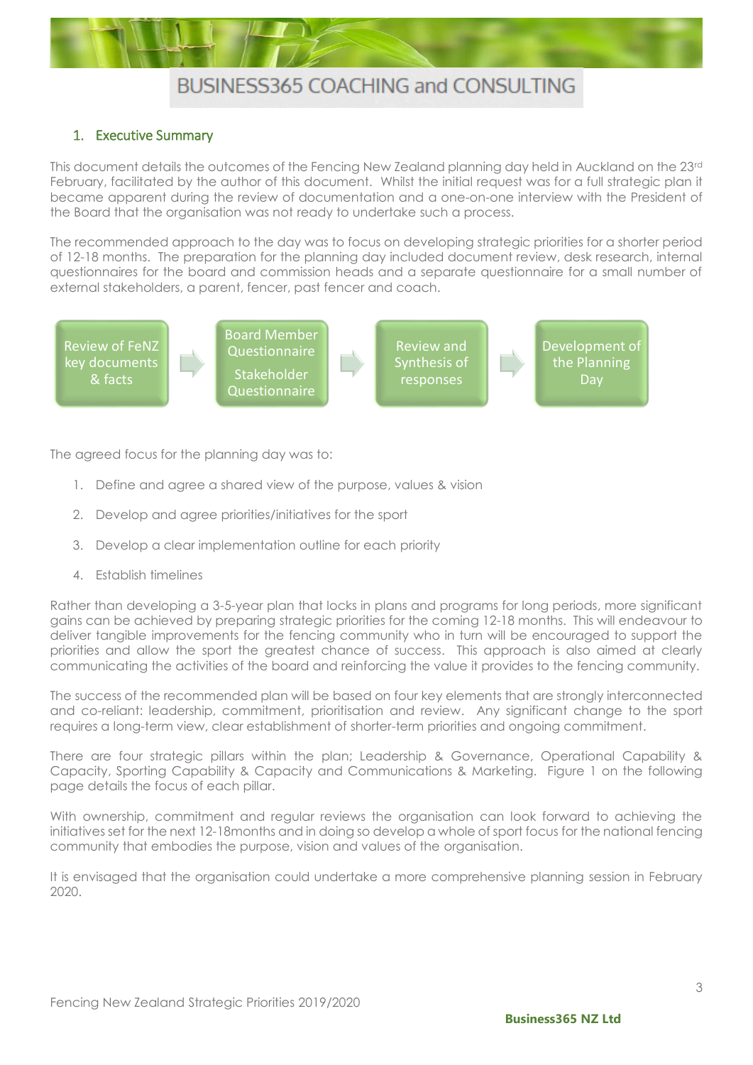## 1. Executive Summary

This document details the outcomes of the Fencing New Zealand planning day held in Auckland on the 23rd February, facilitated by the author of this document. Whilst the initial request was for a full strategic plan it became apparent during the review of documentation and a one-on-one interview with the President of the Board that the organisation was not ready to undertake such a process.

The recommended approach to the day was to focus on developing strategic priorities for a shorter period of 12-18 months. The preparation for the planning day included document review, desk research, internal questionnaires for the board and commission heads and a separate questionnaire for a small number of external stakeholders, a parent, fencer, past fencer and coach.

Review of FeNZ key documents & facts → Board Member Questionnaire / Stakeholder Questionnaire → Review and Synthesis of responses → Development of the Planning Day

The agreed focus for the planning day was to:

1. Define and agree a shared view of the purpose, values & vision
2. Develop and agree priorities/initiatives for the sport
3. Develop a clear implementation outline for each priority
4. Establish timelines

Rather than developing a 3-5-year plan that locks in plans and programs for long periods, more significant gains can be achieved by preparing strategic priorities for the coming 12-18 months. This will endeavour to deliver tangible improvements for the fencing community who in turn will be encouraged to support the priorities and allow the sport the greatest chance of success. This approach is also aimed at clearly communicating the activities of the board and reinforcing the value it provides to the fencing community.

The success of the recommended plan will be based on four key elements that are strongly interconnected and co-reliant: leadership, commitment, prioritisation and review. Any significant change to the sport requires a long-term view, clear establishment of shorter-term priorities and ongoing commitment.

There are four strategic pillars within the plan; Leadership & Governance, Operational Capability & Capacity, Sporting Capability & Capacity and Communications & Marketing. Figure 1 on the following page details the focus of each pillar.

With ownership, commitment and regular reviews the organisation can look forward to achieving the initiatives set for the next 12-18months and in doing so develop a whole of sport focus for the national fencing community that embodies the purpose, vision and values of the organisation.

It is envisaged that the organisation could undertake a more comprehensive planning session in February 2020.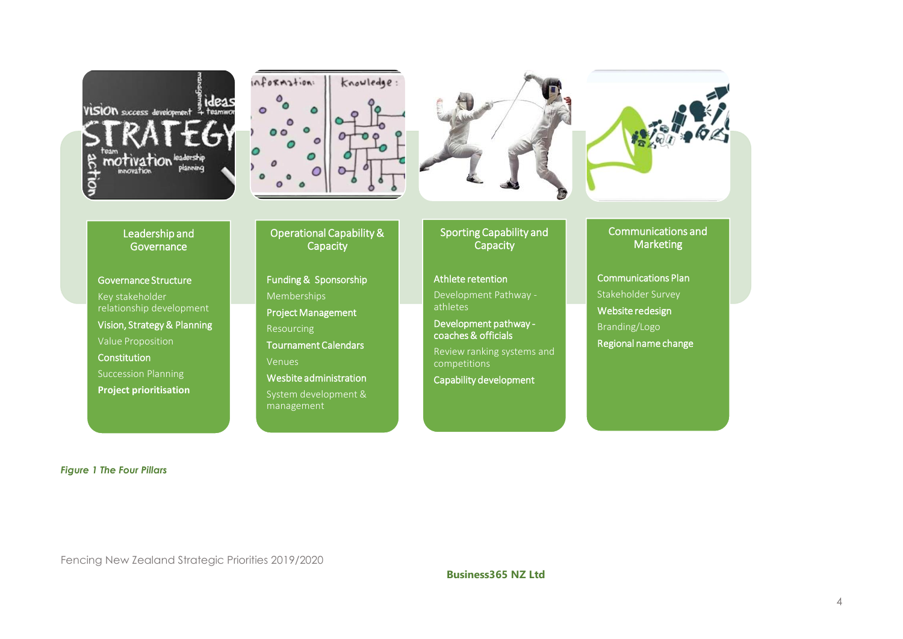## Leadership and Governance

**Governance Structure**

Key stakeholder relationship development

**Vision, Strategy & Planning**

Value Proposition

**Constitution**

Succession Planning

**Project prioritisation**

## Operational Capability & Capacity

**Funding & Sponsorship**

Memberships

**Project Management**

Resourcing

**Tournament Calendars**

Venues

**Wesbite administration**

System development & management

## Sporting Capability and Capacity

**Athlete retention**

Development Pathway - athletes

**Development pathway - coaches & officials**

Review ranking systems and competitions

**Capability development**

## Communications and Marketing

**Communications Plan**

Stakeholder Survey

**Website redesign**

Branding/Logo

**Regional name change**

*Figure 1 The Four Pillars*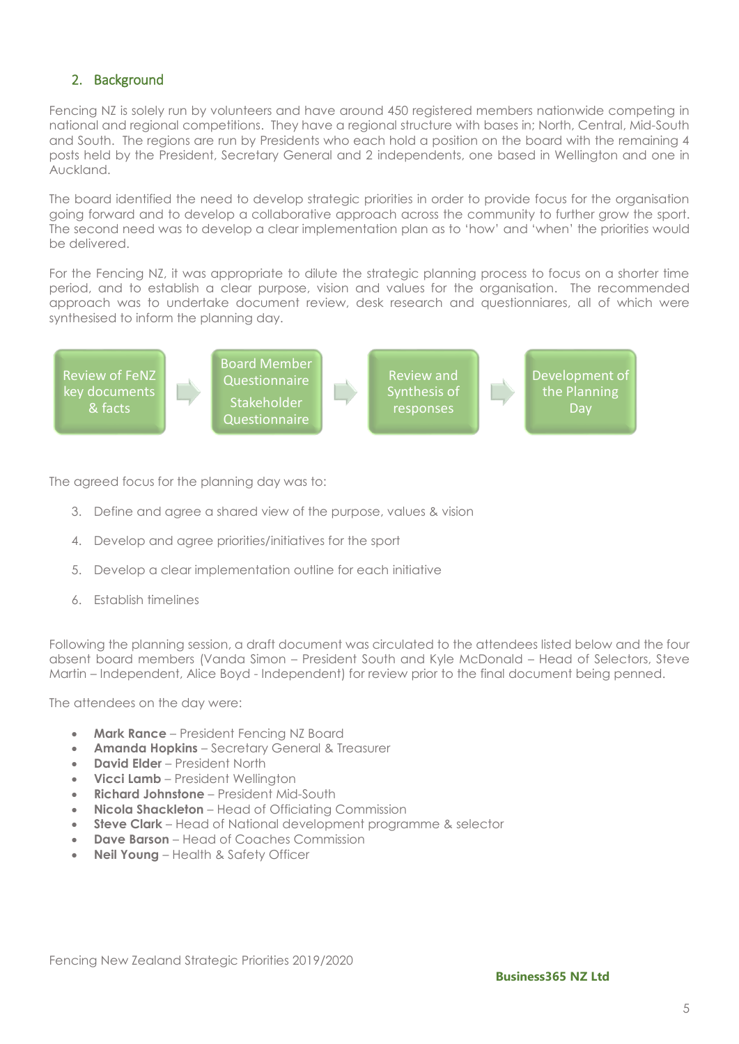## 2. Background

Fencing NZ is solely run by volunteers and have around 450 registered members nationwide competing in national and regional competitions. They have a regional structure with bases in; North, Central, Mid-South and South. The regions are run by Presidents who each hold a position on the board with the remaining 4 posts held by the President, Secretary General and 2 independents, one based in Wellington and one in Auckland.

The board identified the need to develop strategic priorities in order to provide focus for the organisation going forward and to develop a collaborative approach across the community to further grow the sport. The second need was to develop a clear implementation plan as to 'how' and 'when' the priorities would be delivered.

For the Fencing NZ, it was appropriate to dilute the strategic planning process to focus on a shorter time period, and to establish a clear purpose, vision and values for the organisation. The recommended approach was to undertake document review, desk research and questionniares, all of which were synthesised to inform the planning day.

Review of FeNZ key documents & facts → Board Member Questionnaire / Stakeholder Questionnaire → Review and Synthesis of responses → Development of the Planning Day

The agreed focus for the planning day was to:

3. Define and agree a shared view of the purpose, values & vision
4. Develop and agree priorities/initiatives for the sport
5. Develop a clear implementation outline for each initiative
6. Establish timelines

Following the planning session, a draft document was circulated to the attendees listed below and the four absent board members (Vanda Simon – President South and Kyle McDonald – Head of Selectors, Steve Martin – Independent, Alice Boyd - Independent) for review prior to the final document being penned.

The attendees on the day were:

- **Mark Rance** – President Fencing NZ Board
- **Amanda Hopkins** – Secretary General & Treasurer
- **David Elder** – President North
- **Vicci Lamb** – President Wellington
- **Richard Johnstone** – President Mid-South
- **Nicola Shackleton** – Head of Officiating Commission
- **Steve Clark** – Head of National development programme & selector
- **Dave Barson** – Head of Coaches Commission
- **Neil Young** – Health & Safety Officer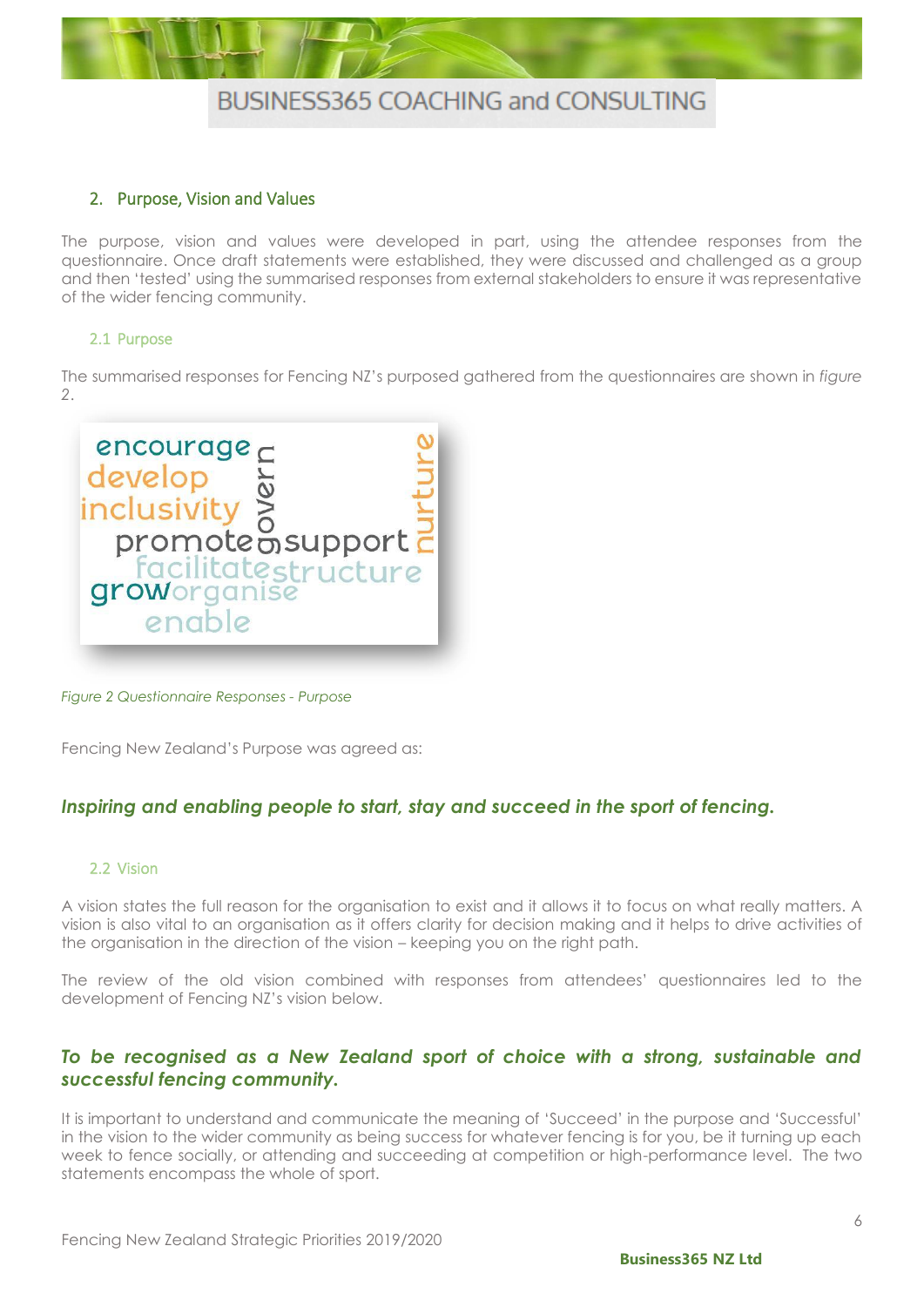## 2. Purpose, Vision and Values

The purpose, vision and values were developed in part, using the attendee responses from the questionnaire. Once draft statements were established, they were discussed and challenged as a group and then 'tested' using the summarised responses from external stakeholders to ensure it was representative of the wider fencing community.

### 2.1 Purpose

The summarised responses for Fencing NZ's purposed gathered from the questionnaires are shown in *figure 2*.

encourage develop inclusivity promote govern support nurture facilitate structure grow organise enable

*Figure 2 Questionnaire Responses - Purpose*

Fencing New Zealand's Purpose was agreed as:

***Inspiring and enabling people to start, stay and succeed in the sport of fencing.***

### 2.2 Vision

A vision states the full reason for the organisation to exist and it allows it to focus on what really matters. A vision is also vital to an organisation as it offers clarity for decision making and it helps to drive activities of the organisation in the direction of the vision – keeping you on the right path.

The review of the old vision combined with responses from attendees' questionnaires led to the development of Fencing NZ's vision below.

***To be recognised as a New Zealand sport of choice with a strong, sustainable and successful fencing community.***

It is important to understand and communicate the meaning of 'Succeed' in the purpose and 'Successful' in the vision to the wider community as being success for whatever fencing is for you, be it turning up each week to fence socially, or attending and succeeding at competition or high-performance level. The two statements encompass the whole of sport.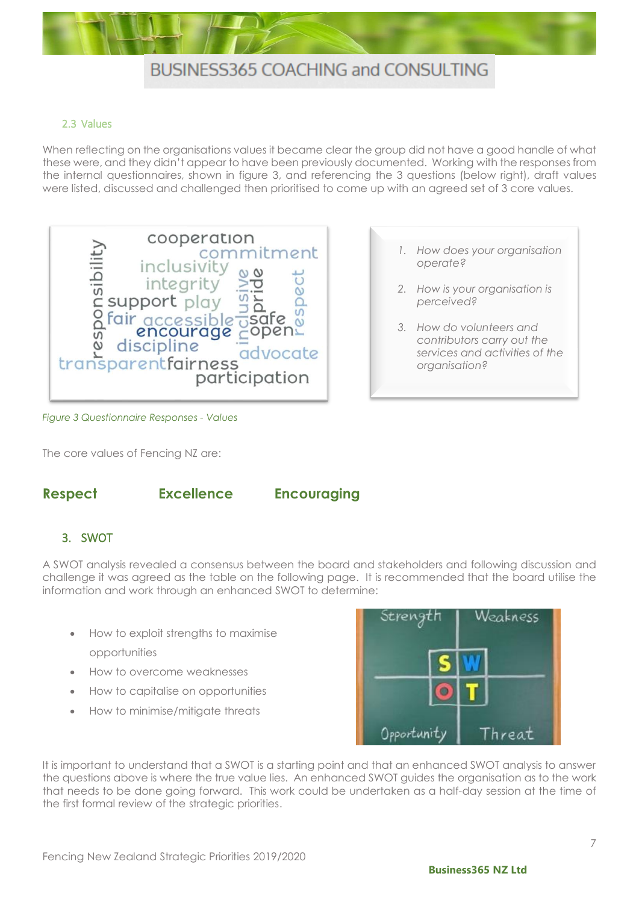### 2.3 Values

When reflecting on the organisations values it became clear the group did not have a good handle of what these were, and they didn't appear to have been previously documented. Working with the responses from the internal questionnaires, shown in figure 3, and referencing the 3 questions (below right), draft values were listed, discussed and challenged then prioritised to come up with an agreed set of 3 core values.

1. *How does your organisation operate?*
2. *How is your organisation is perceived?*
3. *How do volunteers and contributors carry out the services and activities of the organisation?*

*Figure 3 Questionnaire Responses - Values*

The core values of Fencing NZ are:

**Respect** **Excellence** **Encouraging**

## 3. SWOT

A SWOT analysis revealed a consensus between the board and stakeholders and following discussion and challenge it was agreed as the table on the following page. It is recommended that the board utilise the information and work through an enhanced SWOT to determine:

- How to exploit strengths to maximise opportunities
- How to overcome weaknesses
- How to capitalise on opportunities
- How to minimise/mitigate threats

It is important to understand that a SWOT is a starting point and that an enhanced SWOT analysis to answer the questions above is where the true value lies. An enhanced SWOT guides the organisation as to the work that needs to be done going forward. This work could be undertaken as a half-day session at the time of the first formal review of the strategic priorities.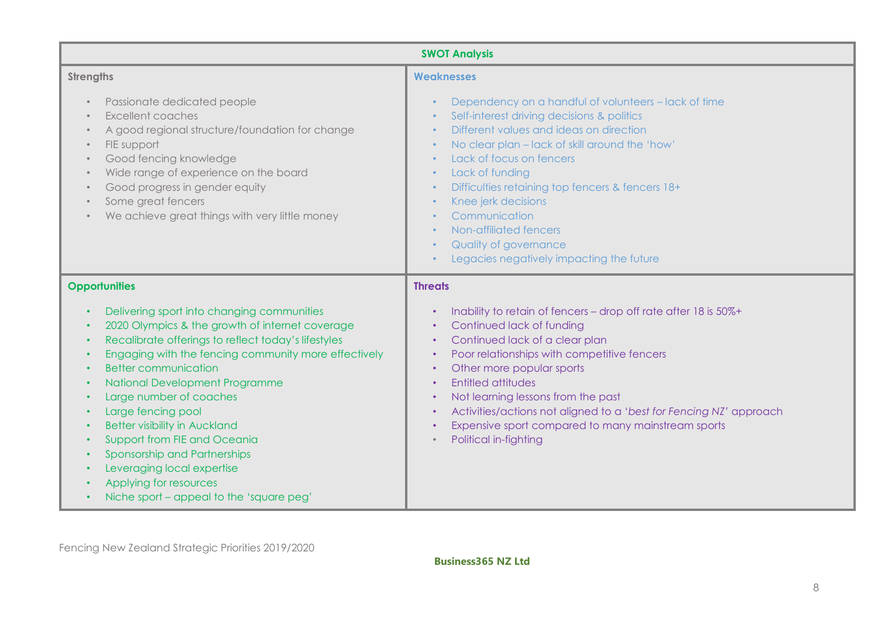## SWOT Analysis

### Strengths

- Passionate dedicated people
- Excellent coaches
- A good regional structure/foundation for change
- FIE support
- Good fencing knowledge
- Wide range of experience on the board
- Good progress in gender equity
- Some great fencers
- We achieve great things with very little money

### Weaknesses

- Dependency on a handful of volunteers – lack of time
- Self-interest driving decisions & politics
- Different values and ideas on direction
- No clear plan – lack of skill around the 'how'
- Lack of focus on fencers
- Lack of funding
- Difficulties retaining top fencers & fencers 18+
- Knee jerk decisions
- Communication
- Non-affiliated fencers
- Quality of governance
- Legacies negatively impacting the future

### Opportunities

- Delivering sport into changing communities
- 2020 Olympics & the growth of internet coverage
- Recalibrate offerings to reflect today's lifestyles
- Engaging with the fencing community more effectively
- Better communication
- National Development Programme
- Large number of coaches
- Large fencing pool
- Better visibility in Auckland
- Support from FIE and Oceania
- Sponsorship and Partnerships
- Leveraging local expertise
- Applying for resources
- Niche sport – appeal to the 'square peg'

### Threats

- Inability to retain of fencers – drop off rate after 18 is 50%+
- Continued lack of funding
- Continued lack of a clear plan
- Poor relationships with competitive fencers
- Other more popular sports
- Entitled attitudes
- Not learning lessons from the past
- Activities/actions not aligned to a '*best for Fencing NZ*' approach
- Expensive sport compared to many mainstream sports
- Political in-fighting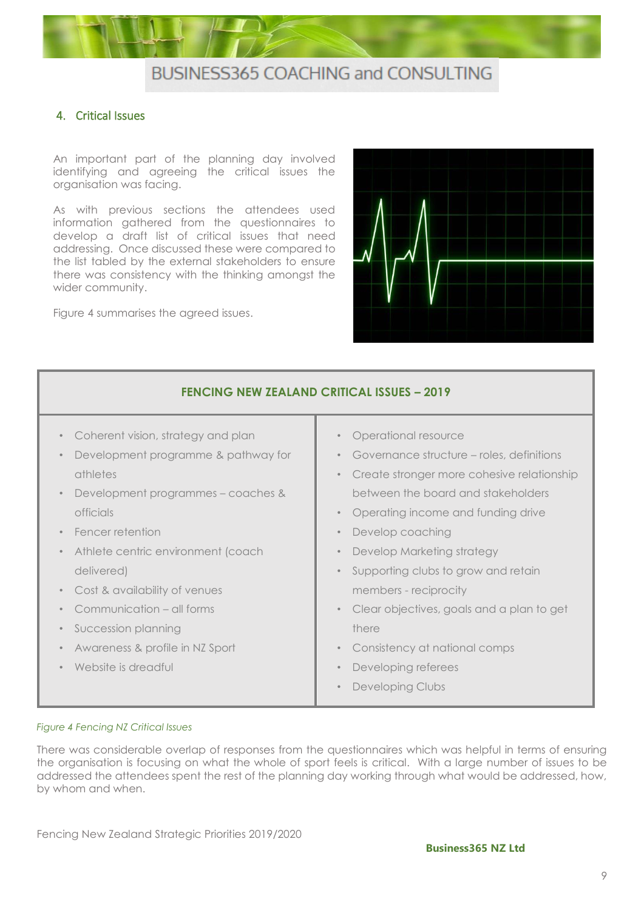## 4. Critical Issues

An important part of the planning day involved identifying and agreeing the critical issues the organisation was facing.

As with previous sections the attendees used information gathered from the questionnaires to develop a draft list of critical issues that need addressing. Once discussed these were compared to the list tabled by the external stakeholders to ensure there was consistency with the thinking amongst the wider community.

Figure 4 summarises the agreed issues.

**FENCING NEW ZEALAND CRITICAL ISSUES – 2019**

- Coherent vision, strategy and plan
- Development programme & pathway for athletes
- Development programmes – coaches & officials
- Fencer retention
- Athlete centric environment (coach delivered)
- Cost & availability of venues
- Communication – all forms
- Succession planning
- Awareness & profile in NZ Sport
- Website is dreadful
- Operational resource
- Governance structure – roles, definitions
- Create stronger more cohesive relationship between the board and stakeholders
- Operating income and funding drive
- Develop coaching
- Develop Marketing strategy
- Supporting clubs to grow and retain members - reciprocity
- Clear objectives, goals and a plan to get there
- Consistency at national comps
- Developing referees
- Developing Clubs

*Figure 4 Fencing NZ Critical Issues*

There was considerable overlap of responses from the questionnaires which was helpful in terms of ensuring the organisation is focusing on what the whole of sport feels is critical. With a large number of issues to be addressed the attendees spent the rest of the planning day working through what would be addressed, how, by whom and when.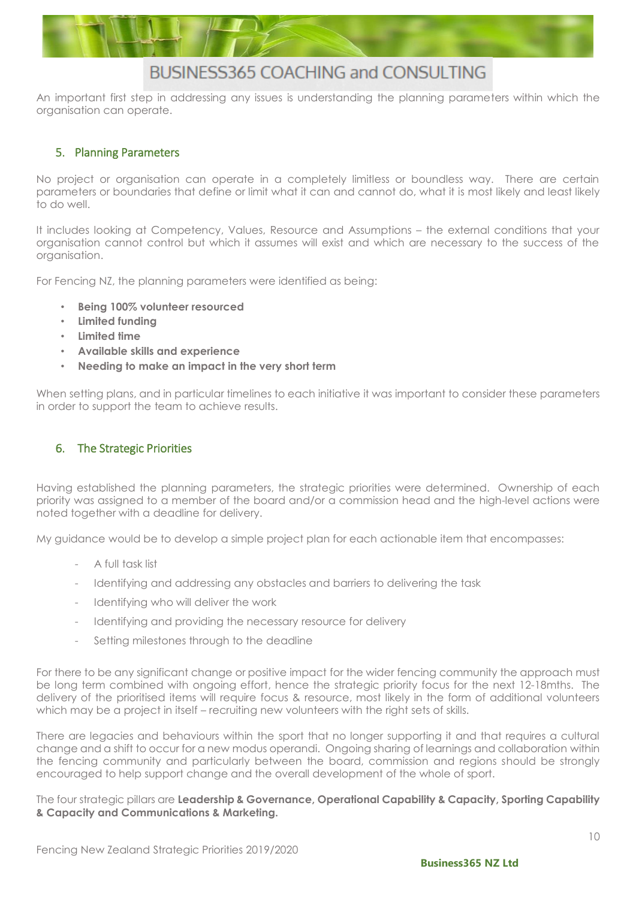An important first step in addressing any issues is understanding the planning parameters within which the organisation can operate.

## 5. Planning Parameters

No project or organisation can operate in a completely limitless or boundless way. There are certain parameters or boundaries that define or limit what it can and cannot do, what it is most likely and least likely to do well.

It includes looking at Competency, Values, Resource and Assumptions – the external conditions that your organisation cannot control but which it assumes will exist and which are necessary to the success of the organisation.

For Fencing NZ, the planning parameters were identified as being:

- **Being 100% volunteer resourced**
- **Limited funding**
- **Limited time**
- **Available skills and experience**
- **Needing to make an impact in the very short term**

When setting plans, and in particular timelines to each initiative it was important to consider these parameters in order to support the team to achieve results.

## 6. The Strategic Priorities

Having established the planning parameters, the strategic priorities were determined. Ownership of each priority was assigned to a member of the board and/or a commission head and the high-level actions were noted together with a deadline for delivery.

My guidance would be to develop a simple project plan for each actionable item that encompasses:

- A full task list
- Identifying and addressing any obstacles and barriers to delivering the task
- Identifying who will deliver the work
- Identifying and providing the necessary resource for delivery
- Setting milestones through to the deadline

For there to be any significant change or positive impact for the wider fencing community the approach must be long term combined with ongoing effort, hence the strategic priority focus for the next 12-18mths. The delivery of the prioritised items will require focus & resource, most likely in the form of additional volunteers which may be a project in itself – recruiting new volunteers with the right sets of skills.

There are legacies and behaviours within the sport that no longer supporting it and that requires a cultural change and a shift to occur for a new modus operandi. Ongoing sharing of learnings and collaboration within the fencing community and particularly between the board, commission and regions should be strongly encouraged to help support change and the overall development of the whole of sport.

The four strategic pillars are **Leadership & Governance, Operational Capability & Capacity, Sporting Capability & Capacity and Communications & Marketing.**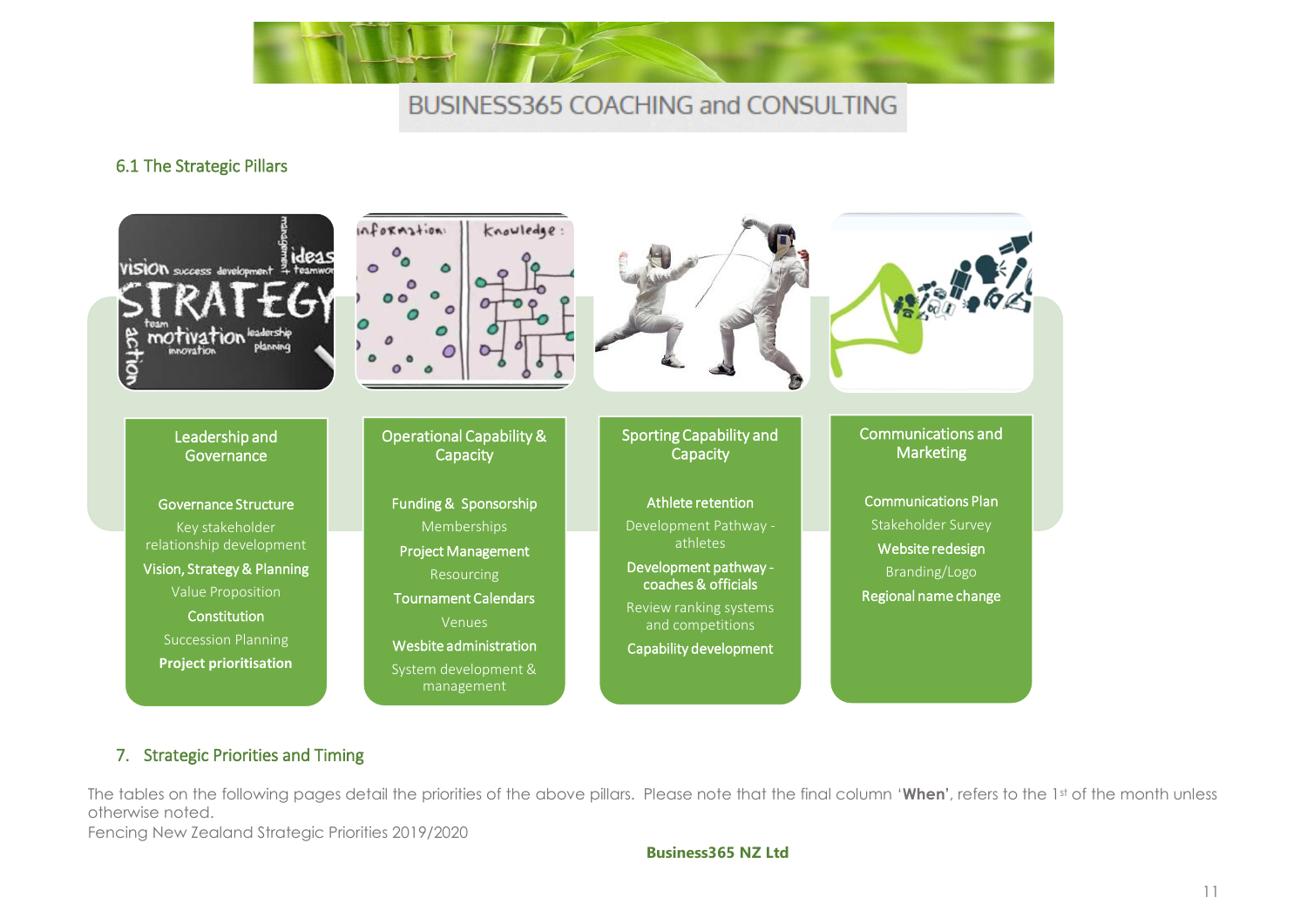## 6.1 The Strategic Pillars

| Leadership and Governance | Operational Capability & Capacity | Sporting Capability and Capacity | Communications and Marketing |
|---|---|---|---|
| Governance Structure | Funding & Sponsorship | Athlete retention | Communications Plan |
| Key stakeholder relationship development | Memberships | Development Pathway - athletes | Stakeholder Survey |
| Vision, Strategy & Planning | Project Management | Development pathway - coaches & officials | Website redesign |
| Value Proposition | Resourcing | Review ranking systems and competitions | Branding/Logo |
| Constitution | Tournament Calendars | Capability development | Regional name change |
| Succession Planning | Venues | | |
| **Project prioritisation** | Website administration | | |
| | System development & management | | |

## 7. Strategic Priorities and Timing

The tables on the following pages detail the priorities of the above pillars. Please note that the final column '**When**', refers to the 1st of the month unless otherwise noted.

Fencing New Zealand Strategic Priorities 2019/2020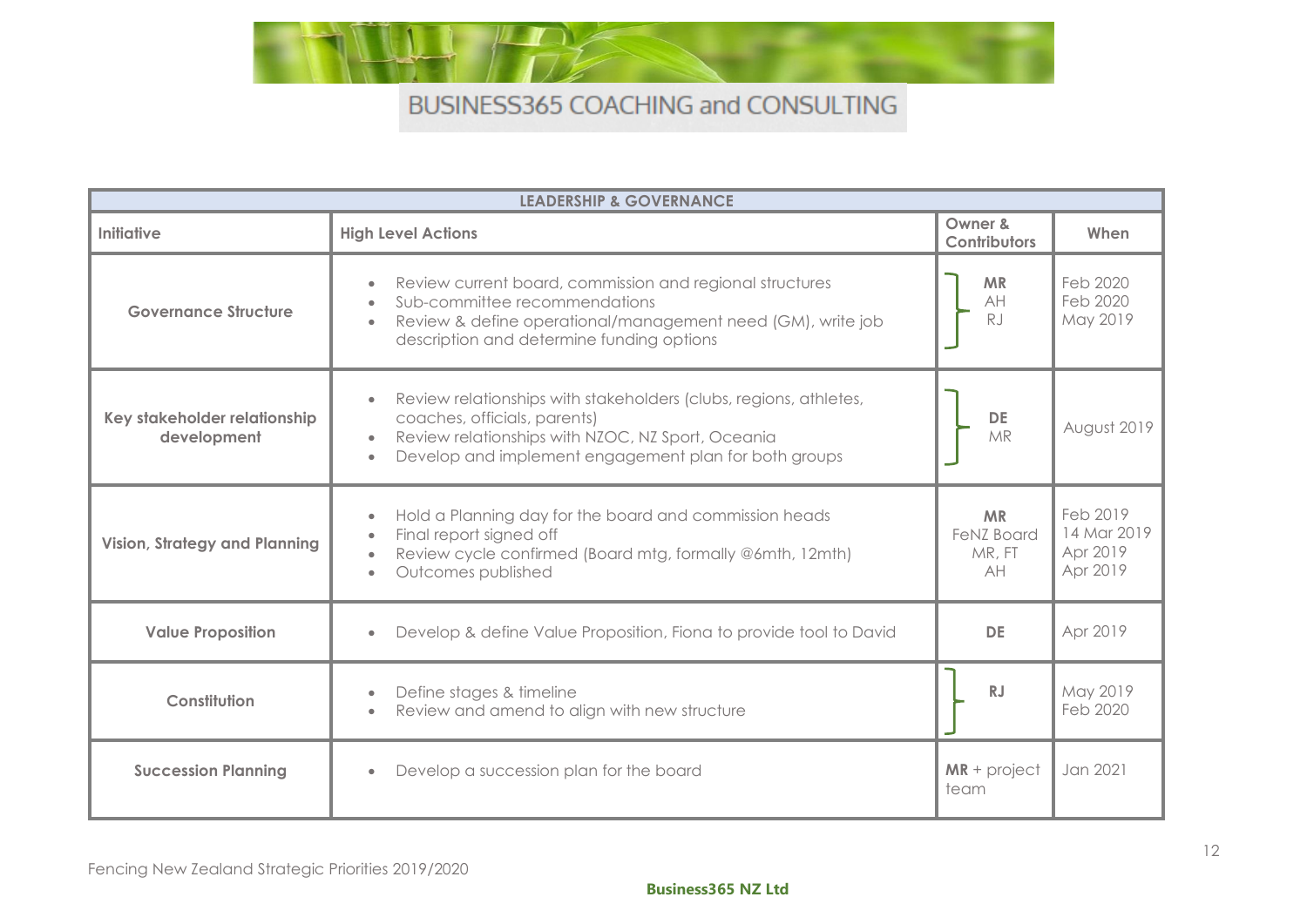# BUSINESS365 COACHING and CONSULTING

| LEADERSHIP & GOVERNANCE | | | |
|---|---|---|---|
| **Initiative** | **High Level Actions** | **Owner & Contributors** | **When** |
| **Governance Structure** | • Review current board, commission and regional structures<br>• Sub-committee recommendations<br>• Review & define operational/management need (GM), write job description and determine funding options | **MR**<br>AH<br>RJ | Feb 2020<br>Feb 2020<br>May 2019 |
| **Key stakeholder relationship development** | • Review relationships with stakeholders (clubs, regions, athletes, coaches, officials, parents)<br>• Review relationships with NZOC, NZ Sport, Oceania<br>• Develop and implement engagement plan for both groups | **DE**<br>MR | August 2019 |
| **Vision, Strategy and Planning** | • Hold a Planning day for the board and commission heads<br>• Final report signed off<br>• Review cycle confirmed (Board mtg, formally @6mth, 12mth)<br>• Outcomes published | **MR**<br>FeNZ Board<br>MR, FT<br>AH | Feb 2019<br>14 Mar 2019<br>Apr 2019<br>Apr 2019 |
| **Value Proposition** | • Develop & define Value Proposition, Fiona to provide tool to David | **DE** | Apr 2019 |
| **Constitution** | • Define stages & timeline<br>• Review and amend to align with new structure | **RJ** | May 2019<br>Feb 2020 |
| **Succession Planning** | • Develop a succession plan for the board | **MR** + project team | Jan 2021 |

Fencing New Zealand Strategic Priorities 2019/2020

**Business365 NZ Ltd**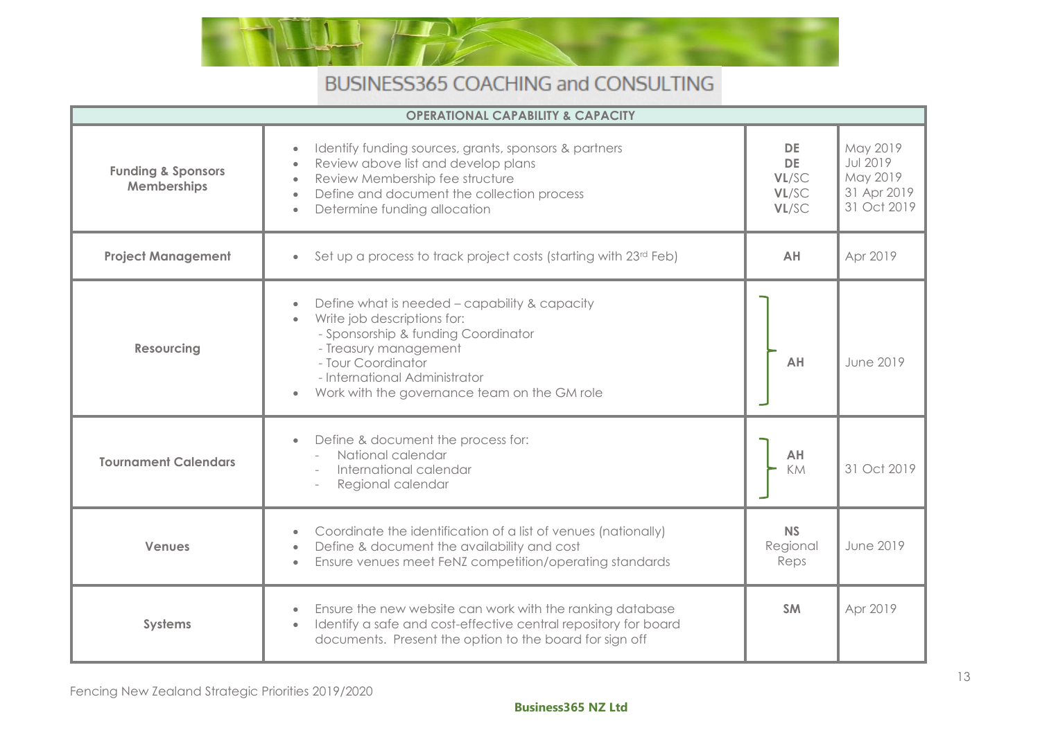# BUSINESS365 COACHING and CONSULTING

| OPERATIONAL CAPABILITY & CAPACITY | | | |
|---|---|---|---|
| **Funding & Sponsors Memberships** | • Identify funding sources, grants, sponsors & partners<br>• Review above list and develop plans<br>• Review Membership fee structure<br>• Define and document the collection process<br>• Determine funding allocation | **DE**<br>**DE**<br>**VL**/SC<br>**VL**/SC<br>**VL**/SC | May 2019<br>Jul 2019<br>May 2019<br>31 Apr 2019<br>31 Oct 2019 |
| **Project Management** | • Set up a process to track project costs (starting with 23rd Feb) | **AH** | Apr 2019 |
| **Resourcing** | • Define what is needed – capability & capacity<br>• Write job descriptions for:<br>- Sponsorship & funding Coordinator<br>- Treasury management<br>- Tour Coordinator<br>- International Administrator<br>• Work with the governance team on the GM role | **AH** | June 2019 |
| **Tournament Calendars** | • Define & document the process for:<br>- National calendar<br>- International calendar<br>- Regional calendar | **AH**<br>KM | 31 Oct 2019 |
| **Venues** | • Coordinate the identification of a list of venues (nationally)<br>• Define & document the availability and cost<br>• Ensure venues meet FeNZ competition/operating standards | **NS**<br>Regional Reps | June 2019 |
| **Systems** | • Ensure the new website can work with the ranking database<br>• Identify a safe and cost-effective central repository for board documents. Present the option to the board for sign off | **SM** | Apr 2019 |

Fencing New Zealand Strategic Priorities 2019/2020

**Business365 NZ Ltd**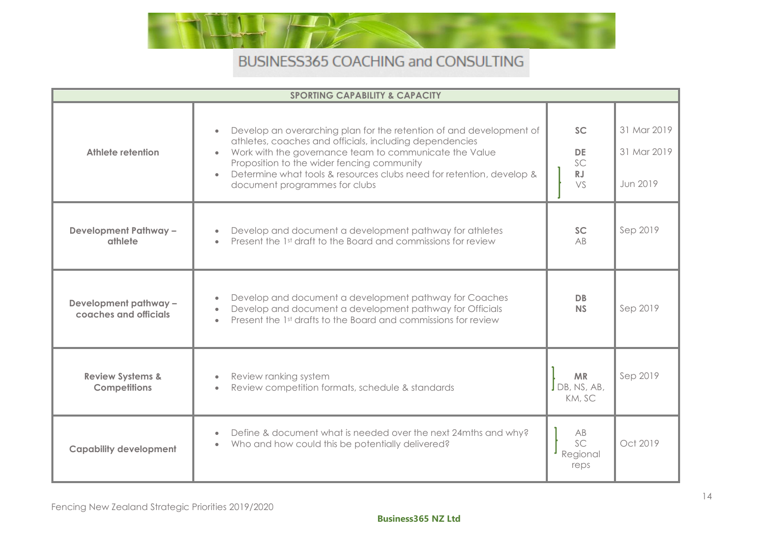| SPORTING CAPABILITY & CAPACITY | | | |
|---|---|---|---|
| **Athlete retention** | • Develop an overarching plan for the retention of and development of athletes, coaches and officials, including dependencies<br>• Work with the governance team to communicate the Value Proposition to the wider fencing community<br>• Determine what tools & resources clubs need for retention, develop & document programmes for clubs | **SC**<br><br>**DE**<br>SC<br>**RJ**<br>VS | 31 Mar 2019<br><br>31 Mar 2019<br><br>Jun 2019 |
| **Development Pathway – athlete** | • Develop and document a development pathway for athletes<br>• Present the 1st draft to the Board and commissions for review | **SC**<br>AB | Sep 2019 |
| **Development pathway – coaches and officials** | • Develop and document a development pathway for Coaches<br>• Develop and document a development pathway for Officials<br>• Present the 1st drafts to the Board and commissions for review | **DB**<br>**NS** | Sep 2019 |
| **Review Systems & Competitions** | • Review ranking system<br>• Review competition formats, schedule & standards | **MR**<br>DB, NS, AB, KM, SC | Sep 2019 |
| **Capability development** | • Define & document what is needed over the next 24mths and why?<br>• Who and how could this be potentially delivered? | AB<br>SC<br>Regional reps | Oct 2019 |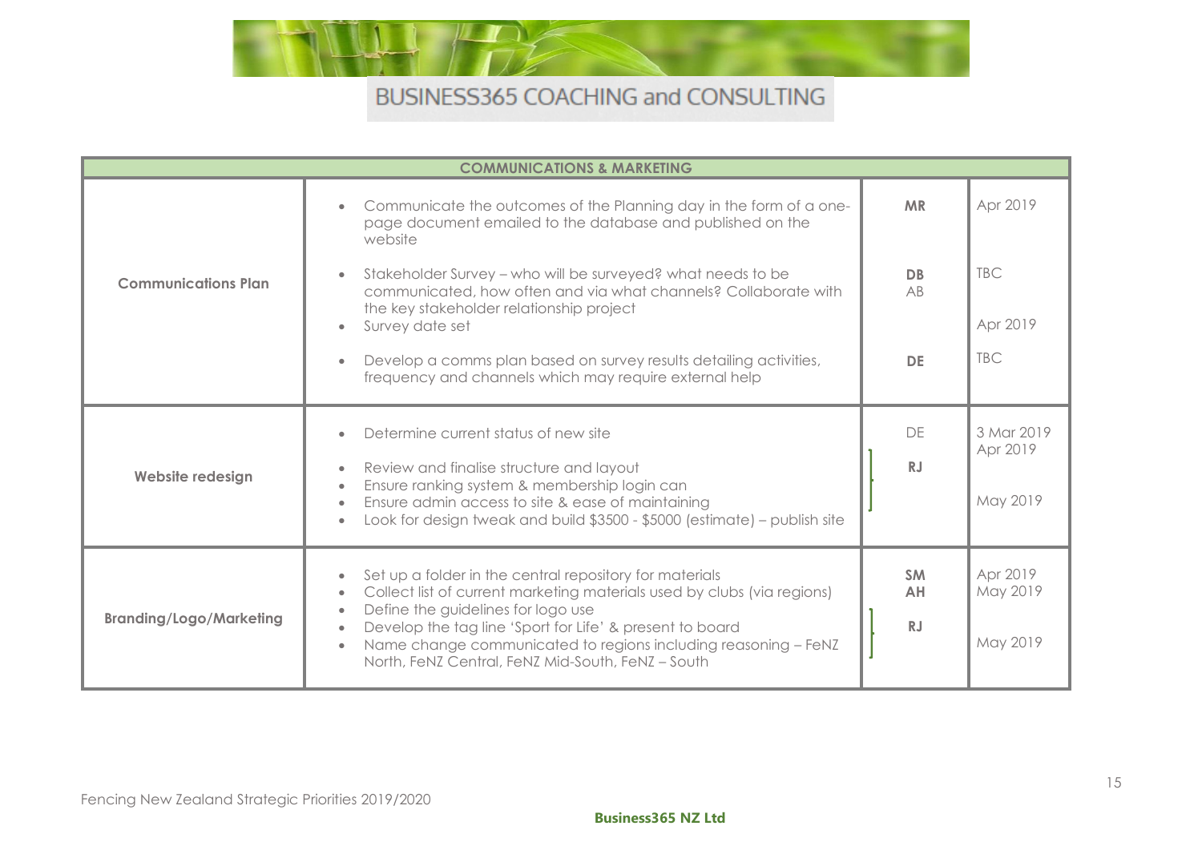| COMMUNICATIONS & MARKETING | | | |
|---|---|---|---|
| **Communications Plan** | • Communicate the outcomes of the Planning day in the form of a one-page document emailed to the database and published on the website<br>• Stakeholder Survey – who will be surveyed? what needs to be communicated, how often and via what channels? Collaborate with the key stakeholder relationship project<br>• Survey date set<br>• Develop a comms plan based on survey results detailing activities, frequency and channels which may require external help | **MR**<br>**DB** AB<br><br>**DE** | Apr 2019<br>TBC<br>Apr 2019<br>TBC |
| **Website redesign** | • Determine current status of new site<br>• Review and finalise structure and layout<br>• Ensure ranking system & membership login can<br>• Ensure admin access to site & ease of maintaining<br>• Look for design tweak and build $3500 - $5000 (estimate) – publish site | DE<br>**RJ** | 3 Mar 2019<br>Apr 2019<br>May 2019 |
| **Branding/Logo/Marketing** | • Set up a folder in the central repository for materials<br>• Collect list of current marketing materials used by clubs (via regions)<br>• Define the guidelines for logo use<br>• Develop the tag line 'Sport for Life' & present to board<br>• Name change communicated to regions including reasoning – FeNZ North, FeNZ Central, FeNZ Mid-South, FeNZ – South | **SM**<br>**AH**<br>**RJ** | Apr 2019<br>May 2019<br>May 2019 |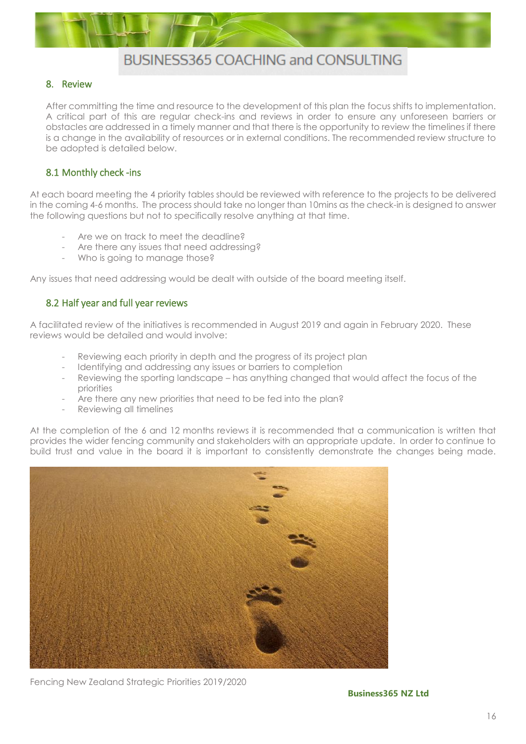## 8. Review

After committing the time and resource to the development of this plan the focus shifts to implementation. A critical part of this are regular check-ins and reviews in order to ensure any unforeseen barriers or obstacles are addressed in a timely manner and that there is the opportunity to review the timelines if there is a change in the availability of resources or in external conditions. The recommended review structure to be adopted is detailed below.

### 8.1 Monthly check -ins

At each board meeting the 4 priority tables should be reviewed with reference to the projects to be delivered in the coming 4-6 months. The process should take no longer than 10mins as the check-in is designed to answer the following questions but not to specifically resolve anything at that time.

- Are we on track to meet the deadline?
- Are there any issues that need addressing?
- Who is going to manage those?

Any issues that need addressing would be dealt with outside of the board meeting itself.

### 8.2 Half year and full year reviews

A facilitated review of the initiatives is recommended in August 2019 and again in February 2020. These reviews would be detailed and would involve:

- Reviewing each priority in depth and the progress of its project plan
- Identifying and addressing any issues or barriers to completion
- Reviewing the sporting landscape – has anything changed that would affect the focus of the priorities
- Are there any new priorities that need to be fed into the plan?
- Reviewing all timelines

At the completion of the 6 and 12 months reviews it is recommended that a communication is written that provides the wider fencing community and stakeholders with an appropriate update. In order to continue to build trust and value in the board it is important to consistently demonstrate the changes being made.